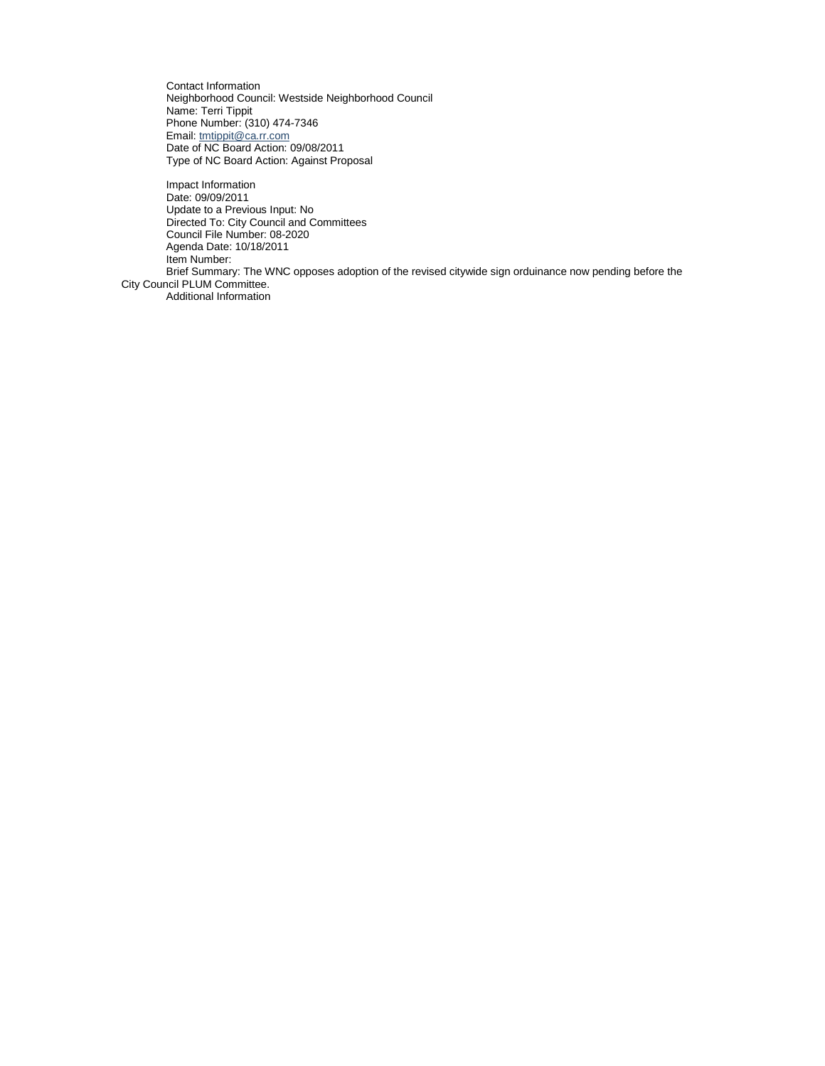Contact Information
Neighborhood Council: Westside Neighborhood Council
Name: Terri Tippit
Phone Number: (310) 474-7346
Email: tmtippit@ca.rr.com
Date of NC Board Action: 09/08/2011
Type of NC Board Action: Against Proposal

Impact Information
Date: 09/09/2011
Update to a Previous Input: No
Directed To: City Council and Committees
Council File Number: 08-2020
Agenda Date: 10/18/2011
Item Number:
Brief Summary: The WNC opposes adoption of the revised citywide sign orduinance now pending before the City Council PLUM Committee.
Additional Information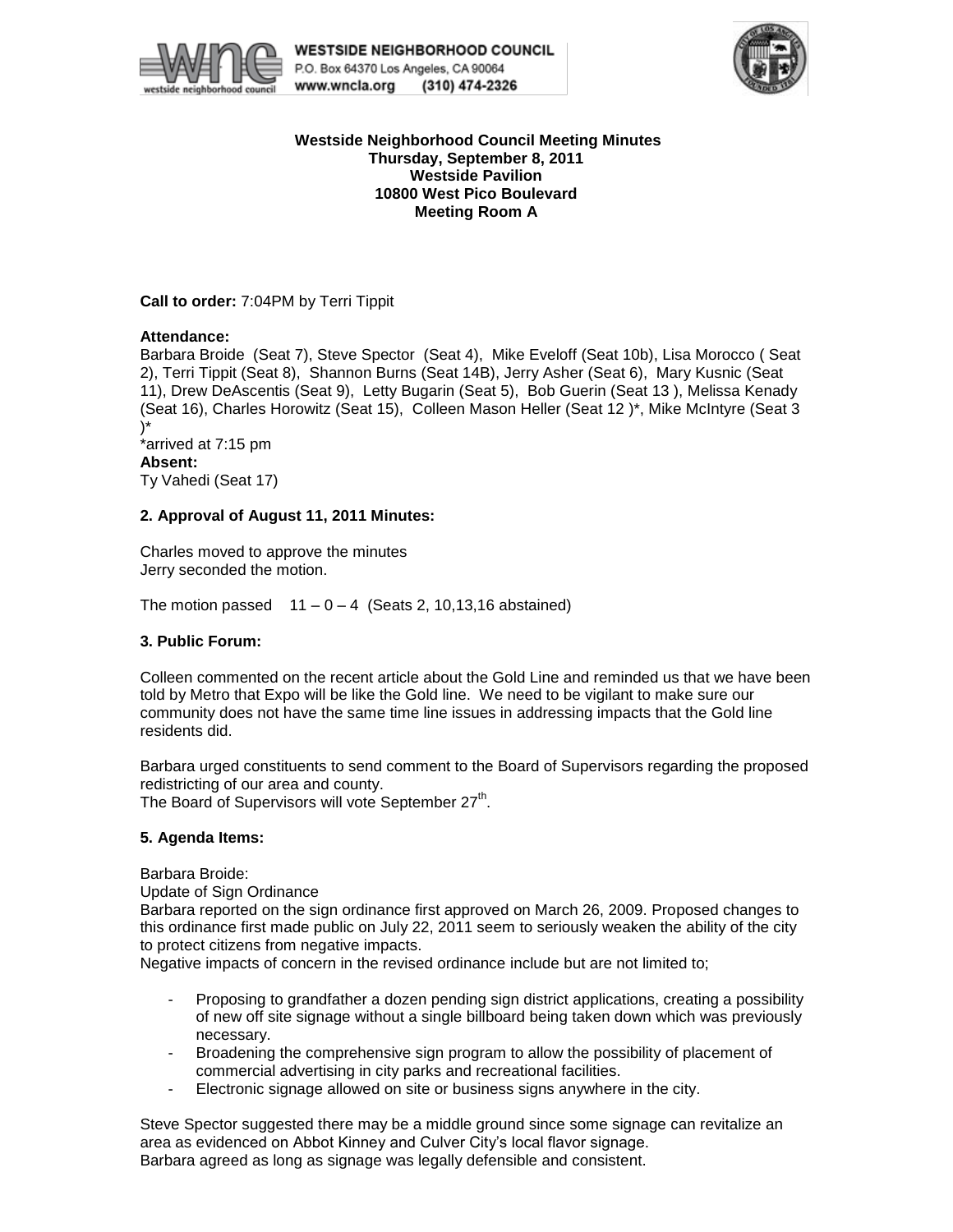**WESTSIDE NEIGHBORHOOD COUNCIL**
P.O. Box 64370 Los Angeles, CA 90064
www.wncla.org (310) 474-2326

**Westside Neighborhood Council Meeting Minutes**
**Thursday, September 8, 2011**
**Westside Pavilion**
**10800 West Pico Boulevard**
**Meeting Room A**

**Call to order:** 7:04PM by Terri Tippit

**Attendance:**
Barbara Broide (Seat 7), Steve Spector (Seat 4), Mike Eveloff (Seat 10b), Lisa Morocco ( Seat 2), Terri Tippit (Seat 8), Shannon Burns (Seat 14B), Jerry Asher (Seat 6), Mary Kusnic (Seat 11), Drew DeAscentis (Seat 9), Letty Bugarin (Seat 5), Bob Guerin (Seat 13 ), Melissa Kenady (Seat 16), Charles Horowitz (Seat 15), Colleen Mason Heller (Seat 12 )*, Mike McIntyre (Seat 3 )*
*arrived at 7:15 pm
**Absent:**
Ty Vahedi (Seat 17)

**2. Approval of August 11, 2011 Minutes:**

Charles moved to approve the minutes
Jerry seconded the motion.

The motion passed 11 – 0 – 4 (Seats 2, 10,13,16 abstained)

**3. Public Forum:**

Colleen commented on the recent article about the Gold Line and reminded us that we have been told by Metro that Expo will be like the Gold line. We need to be vigilant to make sure our community does not have the same time line issues in addressing impacts that the Gold line residents did.

Barbara urged constituents to send comment to the Board of Supervisors regarding the proposed redistricting of our area and county.
The Board of Supervisors will vote September 27th.

**5. Agenda Items:**

Barbara Broide:
Update of Sign Ordinance
Barbara reported on the sign ordinance first approved on March 26, 2009. Proposed changes to this ordinance first made public on July 22, 2011 seem to seriously weaken the ability of the city to protect citizens from negative impacts.
Negative impacts of concern in the revised ordinance include but are not limited to;

- Proposing to grandfather a dozen pending sign district applications, creating a possibility of new off site signage without a single billboard being taken down which was previously necessary.
- Broadening the comprehensive sign program to allow the possibility of placement of commercial advertising in city parks and recreational facilities.
- Electronic signage allowed on site or business signs anywhere in the city.

Steve Spector suggested there may be a middle ground since some signage can revitalize an area as evidenced on Abbot Kinney and Culver City's local flavor signage.
Barbara agreed as long as signage was legally defensible and consistent.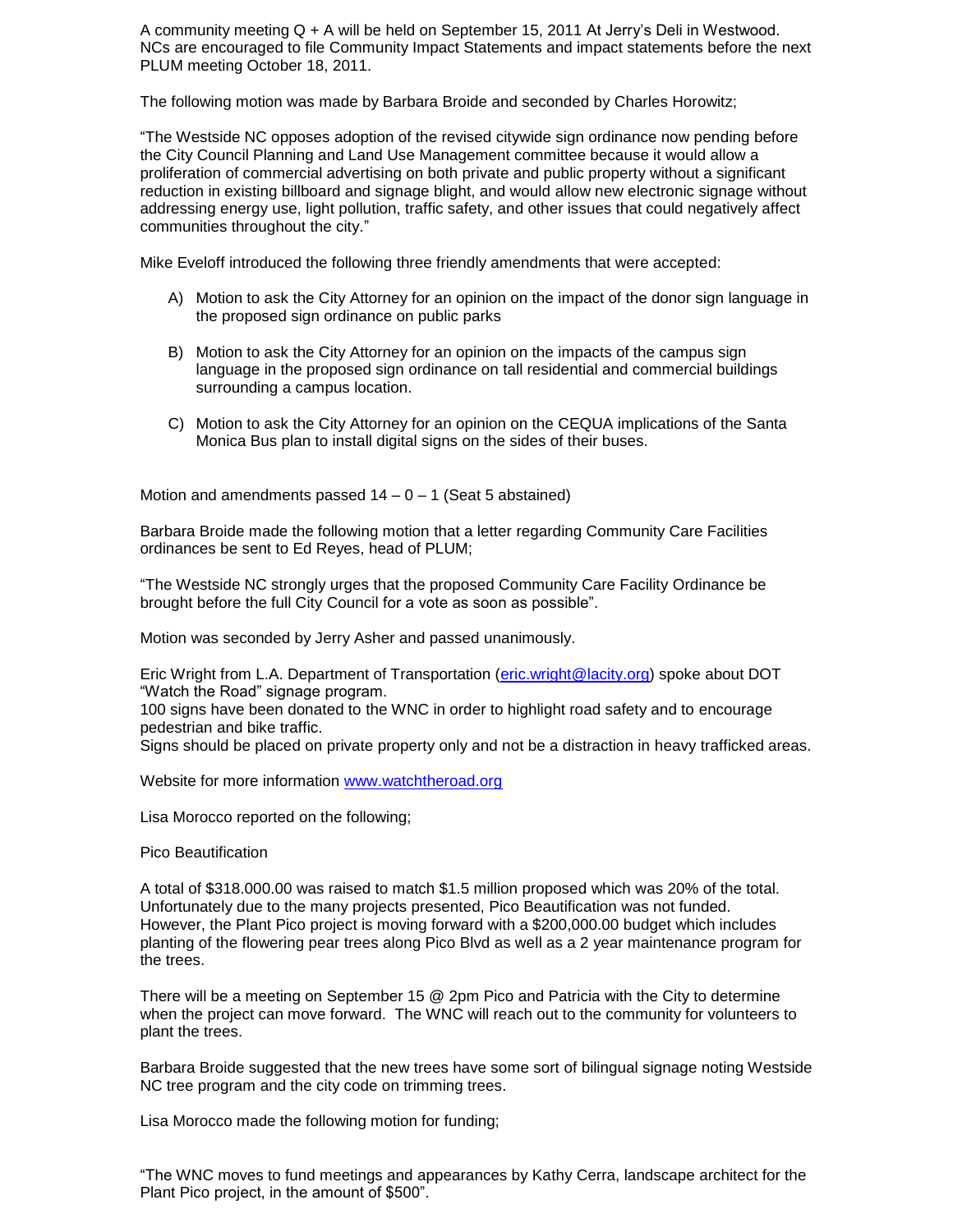A community meeting Q + A will be held on September 15, 2011 At Jerry's Deli in Westwood. NCs are encouraged to file Community Impact Statements and impact statements before the next PLUM meeting October 18, 2011.

The following motion was made by Barbara Broide and seconded by Charles Horowitz;

"The Westside NC opposes adoption of the revised citywide sign ordinance now pending before the City Council Planning and Land Use Management committee because it would allow a proliferation of commercial advertising on both private and public property without a significant reduction in existing billboard and signage blight, and would allow new electronic signage without addressing energy use, light pollution, traffic safety, and other issues that could negatively affect communities throughout the city."

Mike Eveloff introduced the following three friendly amendments that were accepted:

A) Motion to ask the City Attorney for an opinion on the impact of the donor sign language in the proposed sign ordinance on public parks

B) Motion to ask the City Attorney for an opinion on the impacts of the campus sign language in the proposed sign ordinance on tall residential and commercial buildings surrounding a campus location.

C) Motion to ask the City Attorney for an opinion on the CEQUA implications of the Santa Monica Bus plan to install digital signs on the sides of their buses.

Motion and amendments passed 14 – 0 – 1 (Seat 5 abstained)

Barbara Broide made the following motion that a letter regarding Community Care Facilities ordinances be sent to Ed Reyes, head of PLUM;

"The Westside NC strongly urges that the proposed Community Care Facility Ordinance be brought before the full City Council for a vote as soon as possible".

Motion was seconded by Jerry Asher and passed unanimously.

Eric Wright from L.A. Department of Transportation (eric.wright@lacity.org) spoke about DOT "Watch the Road" signage program.
100 signs have been donated to the WNC in order to highlight road safety and to encourage pedestrian and bike traffic.
Signs should be placed on private property only and not be a distraction in heavy trafficked areas.

Website for more information www.watchtheroad.org

Lisa Morocco reported on the following;

Pico Beautification

A total of $318.000.00 was raised to match $1.5 million proposed which was 20% of the total. Unfortunately due to the many projects presented, Pico Beautification was not funded. However, the Plant Pico project is moving forward with a $200,000.00 budget which includes planting of the flowering pear trees along Pico Blvd as well as a 2 year maintenance program for the trees.

There will be a meeting on September 15 @ 2pm Pico and Patricia with the City to determine when the project can move forward. The WNC will reach out to the community for volunteers to plant the trees.

Barbara Broide suggested that the new trees have some sort of bilingual signage noting Westside NC tree program and the city code on trimming trees.

Lisa Morocco made the following motion for funding;

"The WNC moves to fund meetings and appearances by Kathy Cerra, landscape architect for the Plant Pico project, in the amount of $500".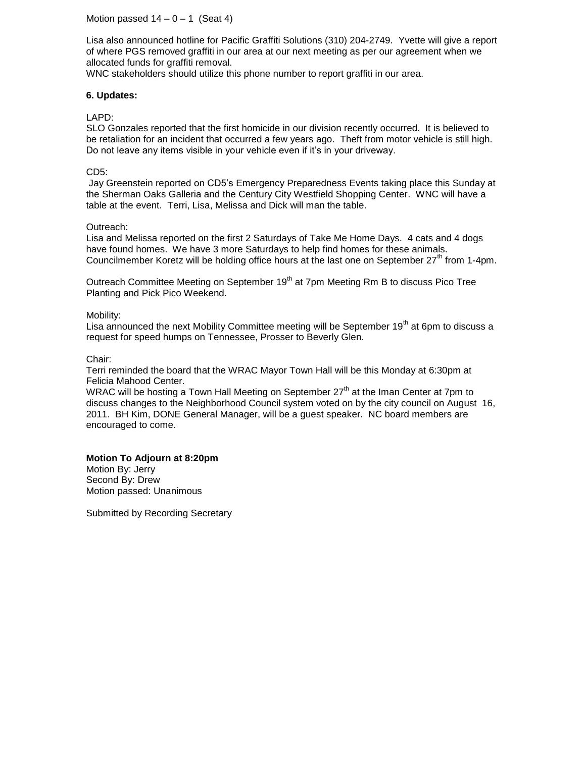Motion passed 14 – 0 – 1 (Seat 4)

Lisa also announced hotline for Pacific Graffiti Solutions (310) 204-2749. Yvette will give a report of where PGS removed graffiti in our area at our next meeting as per our agreement when we allocated funds for graffiti removal.
WNC stakeholders should utilize this phone number to report graffiti in our area.

**6. Updates:**

LAPD:
SLO Gonzales reported that the first homicide in our division recently occurred. It is believed to be retaliation for an incident that occurred a few years ago. Theft from motor vehicle is still high. Do not leave any items visible in your vehicle even if it's in your driveway.

CD5:
Jay Greenstein reported on CD5's Emergency Preparedness Events taking place this Sunday at the Sherman Oaks Galleria and the Century City Westfield Shopping Center. WNC will have a table at the event. Terri, Lisa, Melissa and Dick will man the table.

Outreach:
Lisa and Melissa reported on the first 2 Saturdays of Take Me Home Days. 4 cats and 4 dogs have found homes. We have 3 more Saturdays to help find homes for these animals. Councilmember Koretz will be holding office hours at the last one on September 27th from 1-4pm.

Outreach Committee Meeting on September 19th at 7pm Meeting Rm B to discuss Pico Tree Planting and Pick Pico Weekend.

Mobility:
Lisa announced the next Mobility Committee meeting will be September 19th at 6pm to discuss a request for speed humps on Tennessee, Prosser to Beverly Glen.

Chair:
Terri reminded the board that the WRAC Mayor Town Hall will be this Monday at 6:30pm at Felicia Mahood Center.
WRAC will be hosting a Town Hall Meeting on September 27th at the Iman Center at 7pm to discuss changes to the Neighborhood Council system voted on by the city council on August 16, 2011. BH Kim, DONE General Manager, will be a guest speaker. NC board members are encouraged to come.

**Motion To Adjourn at 8:20pm**
Motion By: Jerry
Second By: Drew
Motion passed: Unanimous

Submitted by Recording Secretary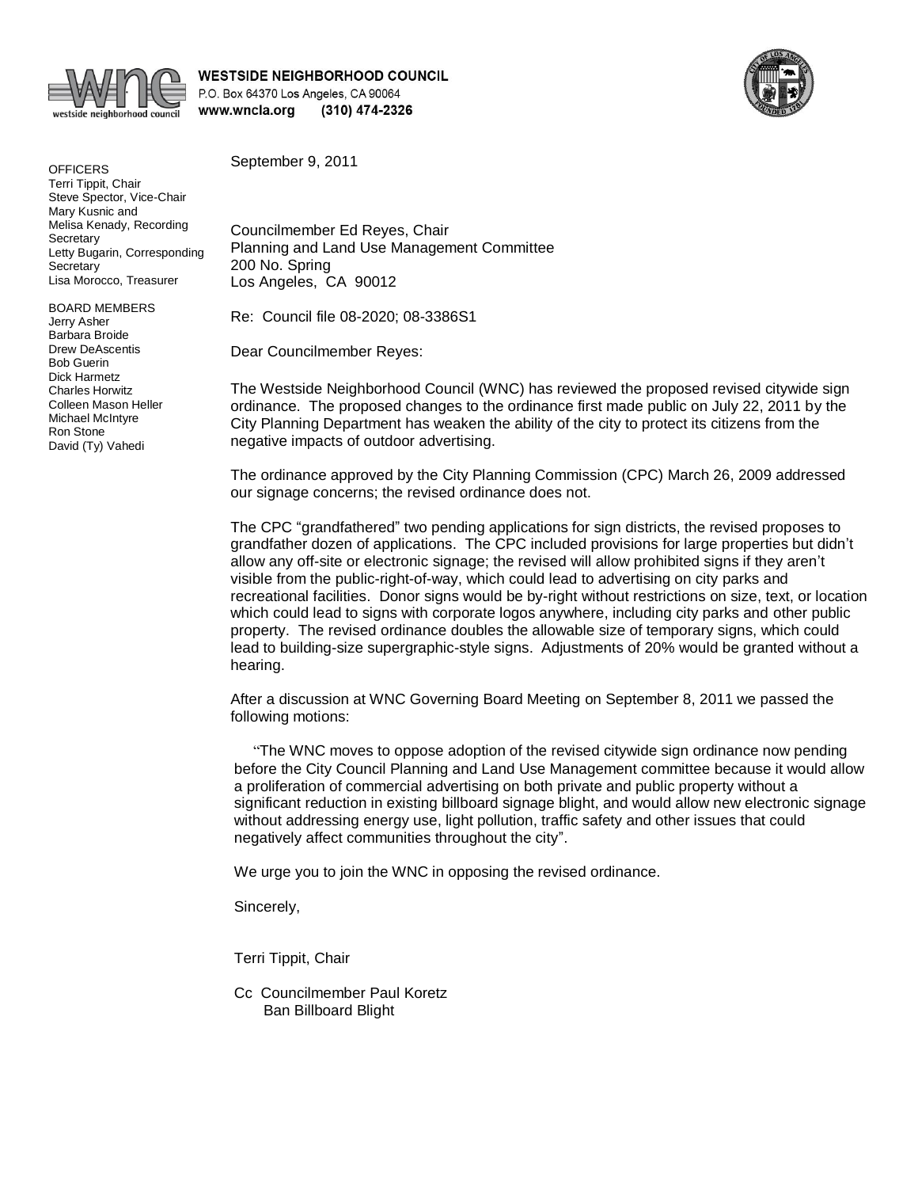**WESTSIDE NEIGHBORHOOD COUNCIL**
P.O. Box 64370 Los Angeles, CA 90064
**www.wncla.org** (310) 474-2326

OFFICERS
Terri Tippit, Chair
Steve Spector, Vice-Chair
Mary Kusnic and
Melisa Kenady, Recording Secretary
Letty Bugarin, Corresponding Secretary
Lisa Morocco, Treasurer

BOARD MEMBERS
Jerry Asher
Barbara Broide
Drew DeAscentis
Bob Guerin
Dick Harmetz
Charles Horwitz
Colleen Mason Heller
Michael McIntyre
Ron Stone
David (Ty) Vahedi

September 9, 2011

Councilmember Ed Reyes, Chair
Planning and Land Use Management Committee
200 No. Spring
Los Angeles, CA 90012

Re: Council file 08-2020; 08-3386S1

Dear Councilmember Reyes:

The Westside Neighborhood Council (WNC) has reviewed the proposed revised citywide sign ordinance. The proposed changes to the ordinance first made public on July 22, 2011 by the City Planning Department has weaken the ability of the city to protect its citizens from the negative impacts of outdoor advertising.

The ordinance approved by the City Planning Commission (CPC) March 26, 2009 addressed our signage concerns; the revised ordinance does not.

The CPC "grandfathered" two pending applications for sign districts, the revised proposes to grandfather dozen of applications. The CPC included provisions for large properties but didn't allow any off-site or electronic signage; the revised will allow prohibited signs if they aren't visible from the public-right-of-way, which could lead to advertising on city parks and recreational facilities. Donor signs would be by-right without restrictions on size, text, or location which could lead to signs with corporate logos anywhere, including city parks and other public property. The revised ordinance doubles the allowable size of temporary signs, which could lead to building-size supergraphic-style signs. Adjustments of 20% would be granted without a hearing.

After a discussion at WNC Governing Board Meeting on September 8, 2011 we passed the following motions:

"The WNC moves to oppose adoption of the revised citywide sign ordinance now pending before the City Council Planning and Land Use Management committee because it would allow a proliferation of commercial advertising on both private and public property without a significant reduction in existing billboard signage blight, and would allow new electronic signage without addressing energy use, light pollution, traffic safety and other issues that could negatively affect communities throughout the city".

We urge you to join the WNC in opposing the revised ordinance.

Sincerely,

Terri Tippit, Chair

Cc Councilmember Paul Koretz
Ban Billboard Blight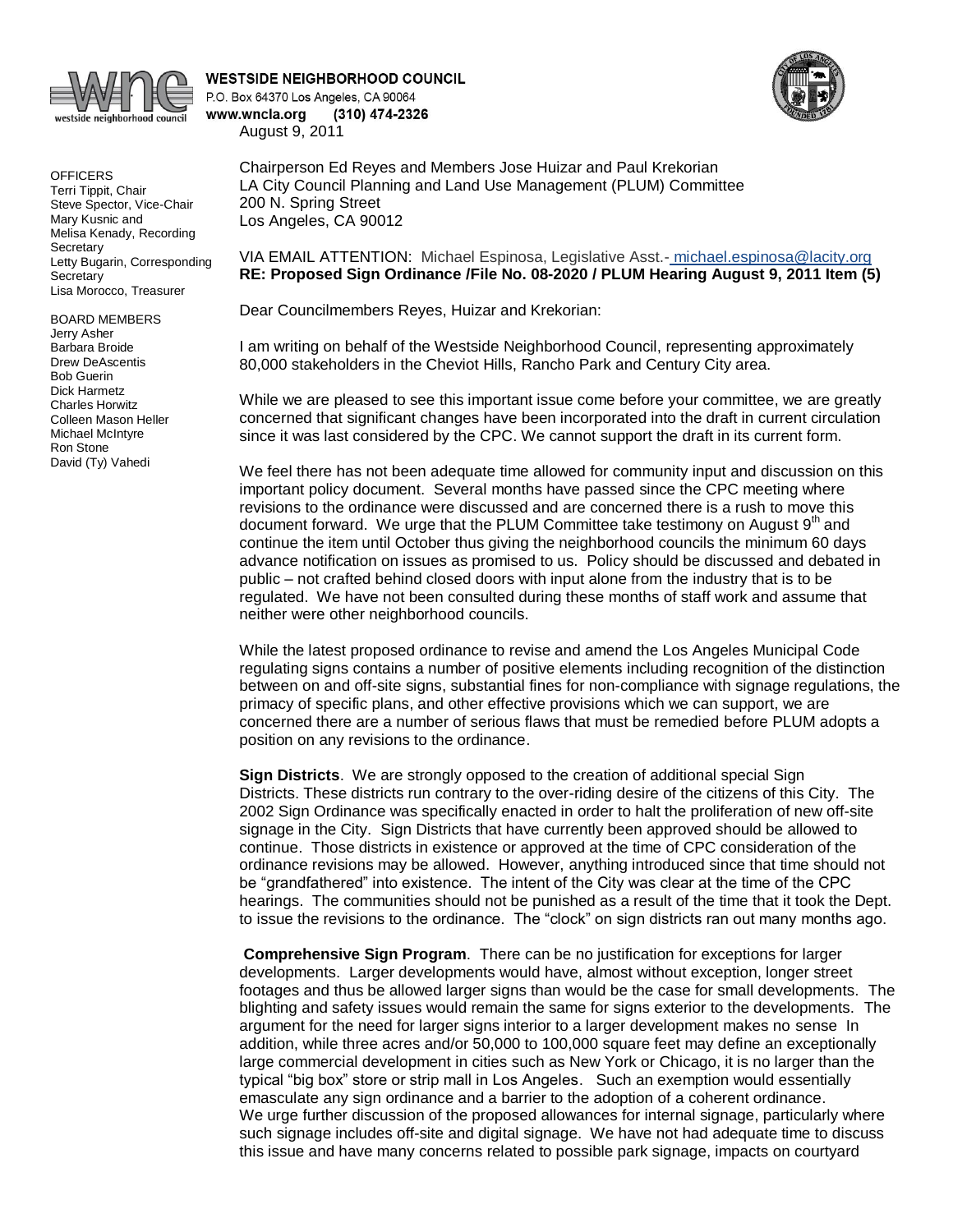**WESTSIDE NEIGHBORHOOD COUNCIL**
P.O. Box 64370 Los Angeles, CA 90064
**www.wncla.org (310) 474-2326**

August 9, 2011

OFFICERS
Terri Tippit, Chair
Steve Spector, Vice-Chair
Mary Kusnic and Melisa Kenady, Recording Secretary
Letty Bugarin, Corresponding Secretary
Lisa Morocco, Treasurer

BOARD MEMBERS
Jerry Asher
Barbara Broide
Drew DeAscentis
Bob Guerin
Dick Harmetz
Charles Horwitz
Colleen Mason Heller
Michael McIntyre
Ron Stone
David (Ty) Vahedi

Chairperson Ed Reyes and Members Jose Huizar and Paul Krekorian
LA City Council Planning and Land Use Management (PLUM) Committee
200 N. Spring Street
Los Angeles, CA 90012

VIA EMAIL ATTENTION: Michael Espinosa, Legislative Asst.- michael.espinosa@lacity.org
**RE: Proposed Sign Ordinance /File No. 08-2020 / PLUM Hearing August 9, 2011 Item (5)**

Dear Councilmembers Reyes, Huizar and Krekorian:

I am writing on behalf of the Westside Neighborhood Council, representing approximately 80,000 stakeholders in the Cheviot Hills, Rancho Park and Century City area.

While we are pleased to see this important issue come before your committee, we are greatly concerned that significant changes have been incorporated into the draft in current circulation since it was last considered by the CPC. We cannot support the draft in its current form.

We feel there has not been adequate time allowed for community input and discussion on this important policy document. Several months have passed since the CPC meeting where revisions to the ordinance were discussed and are concerned there is a rush to move this document forward. We urge that the PLUM Committee take testimony on August 9th and continue the item until October thus giving the neighborhood councils the minimum 60 days advance notification on issues as promised to us. Policy should be discussed and debated in public – not crafted behind closed doors with input alone from the industry that is to be regulated. We have not been consulted during these months of staff work and assume that neither were other neighborhood councils.

While the latest proposed ordinance to revise and amend the Los Angeles Municipal Code regulating signs contains a number of positive elements including recognition of the distinction between on and off-site signs, substantial fines for non-compliance with signage regulations, the primacy of specific plans, and other effective provisions which we can support, we are concerned there are a number of serious flaws that must be remedied before PLUM adopts a position on any revisions to the ordinance.

**Sign Districts**. We are strongly opposed to the creation of additional special Sign Districts. These districts run contrary to the over-riding desire of the citizens of this City. The 2002 Sign Ordinance was specifically enacted in order to halt the proliferation of new off-site signage in the City. Sign Districts that have currently been approved should be allowed to continue. Those districts in existence or approved at the time of CPC consideration of the ordinance revisions may be allowed. However, anything introduced since that time should not be "grandfathered" into existence. The intent of the City was clear at the time of the CPC hearings. The communities should not be punished as a result of the time that it took the Dept. to issue the revisions to the ordinance. The "clock" on sign districts ran out many months ago.

**Comprehensive Sign Program**. There can be no justification for exceptions for larger developments. Larger developments would have, almost without exception, longer street footages and thus be allowed larger signs than would be the case for small developments. The blighting and safety issues would remain the same for signs exterior to the developments. The argument for the need for larger signs interior to a larger development makes no sense In addition, while three acres and/or 50,000 to 100,000 square feet may define an exceptionally large commercial development in cities such as New York or Chicago, it is no larger than the typical "big box" store or strip mall in Los Angeles. Such an exemption would essentially emasculate any sign ordinance and a barrier to the adoption of a coherent ordinance. We urge further discussion of the proposed allowances for internal signage, particularly where such signage includes off-site and digital signage. We have not had adequate time to discuss this issue and have many concerns related to possible park signage, impacts on courtyard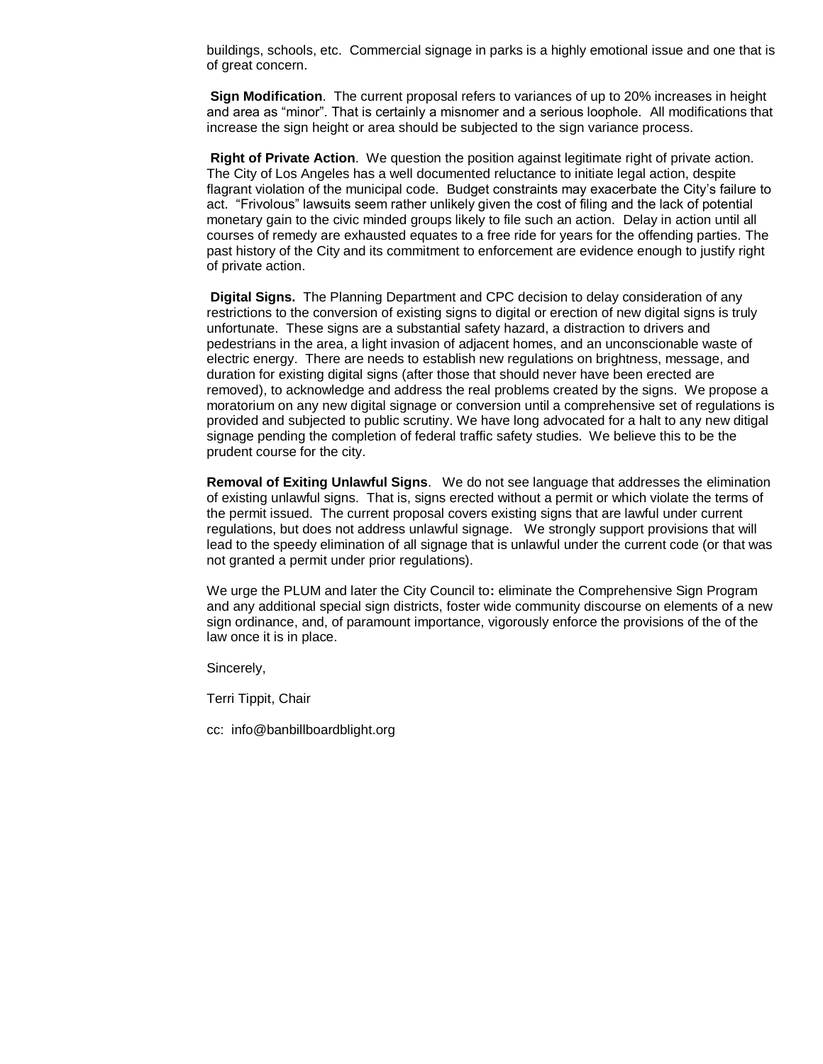buildings, schools, etc. Commercial signage in parks is a highly emotional issue and one that is of great concern.

**Sign Modification**. The current proposal refers to variances of up to 20% increases in height and area as "minor". That is certainly a misnomer and a serious loophole. All modifications that increase the sign height or area should be subjected to the sign variance process.

**Right of Private Action**. We question the position against legitimate right of private action. The City of Los Angeles has a well documented reluctance to initiate legal action, despite flagrant violation of the municipal code. Budget constraints may exacerbate the City's failure to act. "Frivolous" lawsuits seem rather unlikely given the cost of filing and the lack of potential monetary gain to the civic minded groups likely to file such an action. Delay in action until all courses of remedy are exhausted equates to a free ride for years for the offending parties. The past history of the City and its commitment to enforcement are evidence enough to justify right of private action.

**Digital Signs.** The Planning Department and CPC decision to delay consideration of any restrictions to the conversion of existing signs to digital or erection of new digital signs is truly unfortunate. These signs are a substantial safety hazard, a distraction to drivers and pedestrians in the area, a light invasion of adjacent homes, and an unconscionable waste of electric energy. There are needs to establish new regulations on brightness, message, and duration for existing digital signs (after those that should never have been erected are removed), to acknowledge and address the real problems created by the signs. We propose a moratorium on any new digital signage or conversion until a comprehensive set of regulations is provided and subjected to public scrutiny. We have long advocated for a halt to any new ditigal signage pending the completion of federal traffic safety studies. We believe this to be the prudent course for the city.

**Removal of Exiting Unlawful Signs**. We do not see language that addresses the elimination of existing unlawful signs. That is, signs erected without a permit or which violate the terms of the permit issued. The current proposal covers existing signs that are lawful under current regulations, but does not address unlawful signage. We strongly support provisions that will lead to the speedy elimination of all signage that is unlawful under the current code (or that was not granted a permit under prior regulations).

We urge the PLUM and later the City Council to**:** eliminate the Comprehensive Sign Program and any additional special sign districts, foster wide community discourse on elements of a new sign ordinance, and, of paramount importance, vigorously enforce the provisions of the of the law once it is in place.

Sincerely,

Terri Tippit, Chair

cc: info@banbillboardblight.org